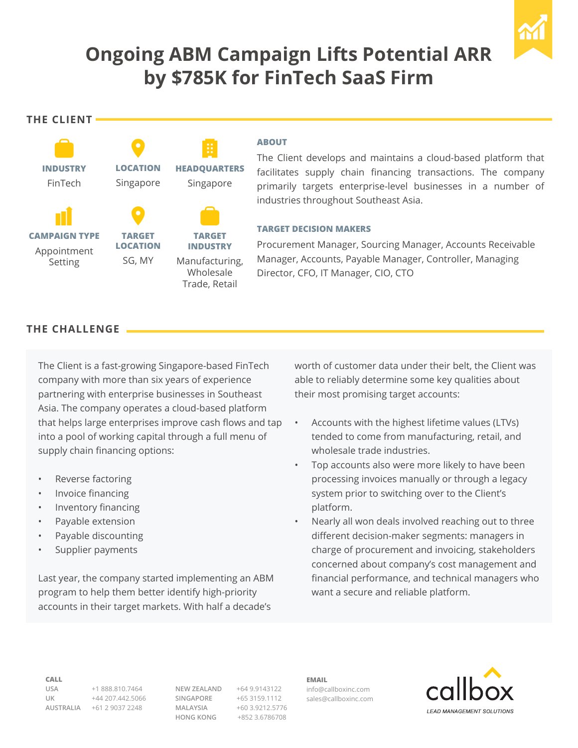# Ongoing ABM Campaign Lifts Potential ARR by $785K for FinTech SaaS Firm

## THE CLIENT

**INDUSTRY**
FinTech

**LOCATION**
Singapore

**HEADQUARTERS**
Singapore

**CAMPAIGN TYPE**
Appointment Setting

**TARGET LOCATION**
SG, MY

**TARGET INDUSTRY**
Manufacturing, Wholesale Trade, Retail

### ABOUT

The Client develops and maintains a cloud-based platform that facilitates supply chain financing transactions. The company primarily targets enterprise-level businesses in a number of industries throughout Southeast Asia.

### TARGET DECISION MAKERS

Procurement Manager, Sourcing Manager, Accounts Receivable Manager, Accounts, Payable Manager, Controller, Managing Director, CFO, IT Manager, CIO, CTO

## THE CHALLENGE

The Client is a fast-growing Singapore-based FinTech company with more than six years of experience partnering with enterprise businesses in Southeast Asia. The company operates a cloud-based platform that helps large enterprises improve cash flows and tap into a pool of working capital through a full menu of supply chain financing options:

- Reverse factoring
- Invoice financing
- Inventory financing
- Payable extension
- Payable discounting
- Supplier payments

Last year, the company started implementing an ABM program to help them better identify high-priority accounts in their target markets. With half a decade's worth of customer data under their belt, the Client was able to reliably determine some key qualities about their most promising target accounts:

- Accounts with the highest lifetime values (LTVs) tended to come from manufacturing, retail, and wholesale trade industries.
- Top accounts also were more likely to have been processing invoices manually or through a legacy system prior to switching over to the Client's platform.
- Nearly all won deals involved reaching out to three different decision-maker segments: managers in charge of procurement and invoicing, stakeholders concerned about company's cost management and financial performance, and technical managers who want a secure and reliable platform.

**CALL**

| | | | |
|---|---|---|---|
| USA | +1 888.810.7464 | NEW ZEALAND | +64 9.9143122 |
| UK | +44 207.442.5066 | SINGAPORE | +65 3159.1112 |
| AUSTRALIA | +61 2 9037 2248 | MALAYSIA | +60 3.9212.5776 |
| | | HONG KONG | +852 3.6786708 |

**EMAIL**
info@callboxinc.com
sales@callboxinc.com

callbox
LEAD MANAGEMENT SOLUTIONS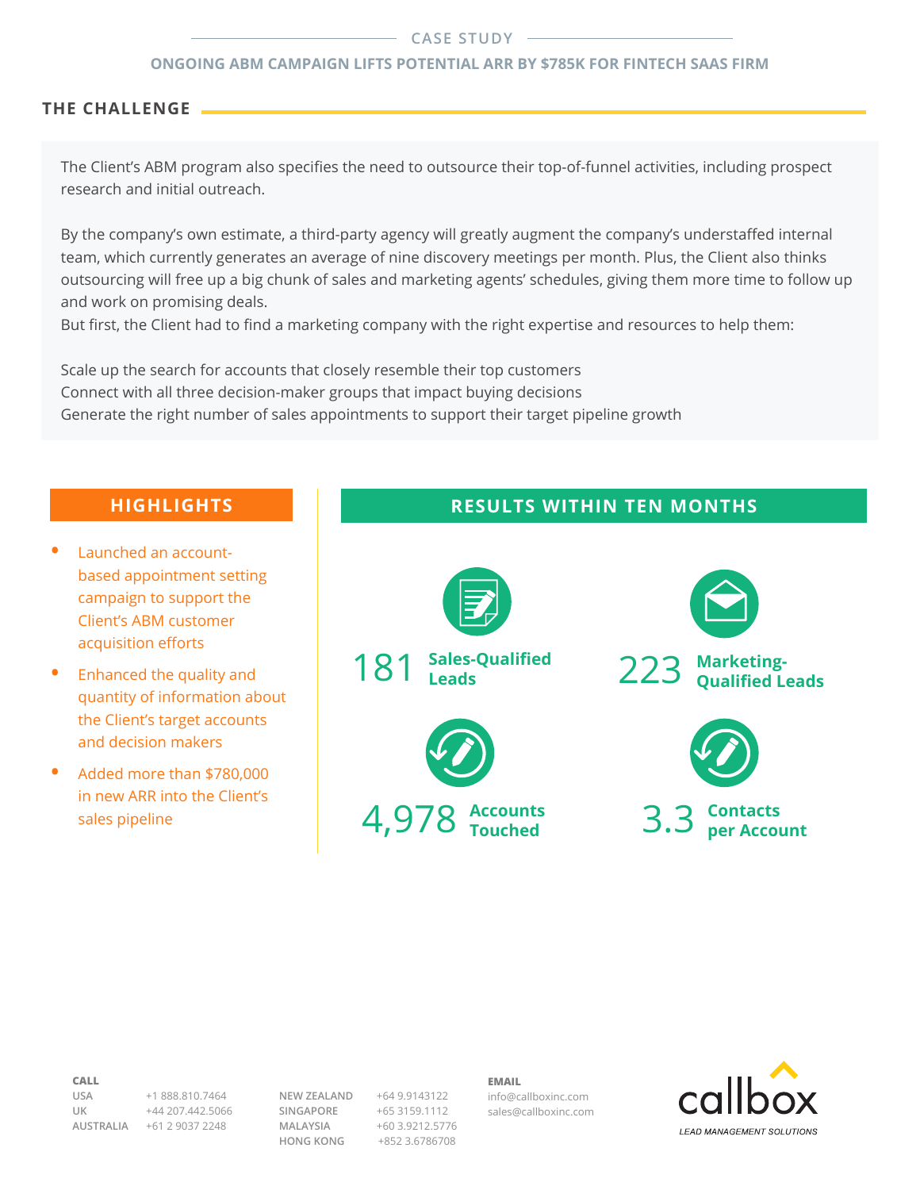CASE STUDY

ONGOING ABM CAMPAIGN LIFTS POTENTIAL ARR BY $785K FOR FINTECH SAAS FIRM

## THE CHALLENGE

The Client's ABM program also specifies the need to outsource their top-of-funnel activities, including prospect research and initial outreach.

By the company's own estimate, a third-party agency will greatly augment the company's understaffed internal team, which currently generates an average of nine discovery meetings per month. Plus, the Client also thinks outsourcing will free up a big chunk of sales and marketing agents' schedules, giving them more time to follow up and work on promising deals.
But first, the Client had to find a marketing company with the right expertise and resources to help them:

Scale up the search for accounts that closely resemble their top customers
Connect with all three decision-maker groups that impact buying decisions
Generate the right number of sales appointments to support their target pipeline growth

## HIGHLIGHTS

- Launched an account-based appointment setting campaign to support the Client's ABM customer acquisition efforts
- Enhanced the quality and quantity of information about the Client's target accounts and decision makers
- Added more than $780,000 in new ARR into the Client's sales pipeline

## RESULTS WITHIN TEN MONTHS

**181** Sales-Qualified Leads

**223** Marketing-Qualified Leads

**4,978** Accounts Touched

**3.3** Contacts per Account

**CALL**

| | | | |
|---|---|---|---|
| USA | +1 888.810.7464 | NEW ZEALAND | +64 9.9143122 |
| UK | +44 207.442.5066 | SINGAPORE | +65 3159.1112 |
| AUSTRALIA | +61 2 9037 2248 | MALAYSIA | +60 3.9212.5776 |
| | | HONG KONG | +852 3.6786708 |

**EMAIL**

info@callboxinc.com
sales@callboxinc.com

callbox
LEAD MANAGEMENT SOLUTIONS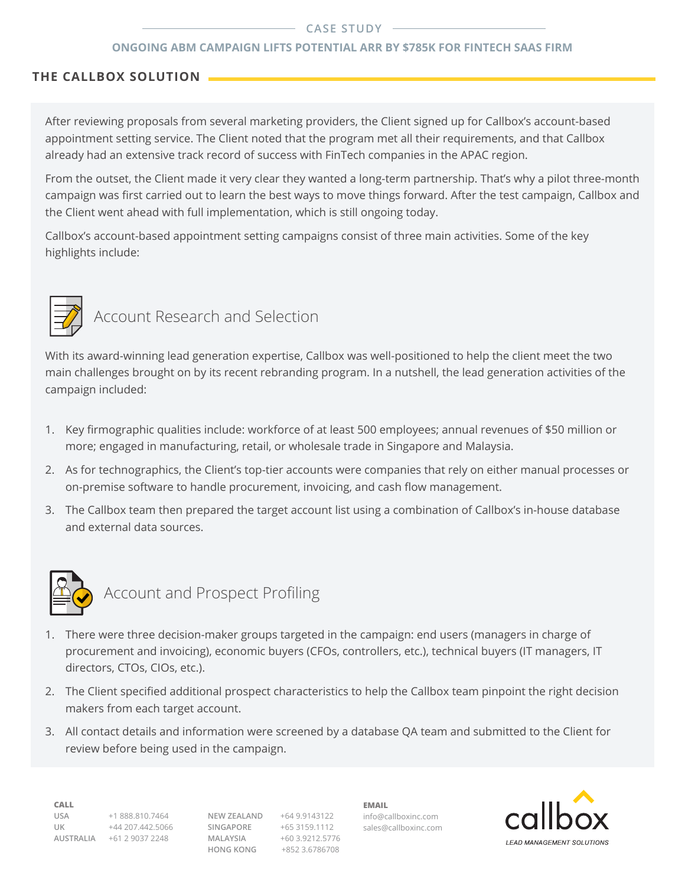## THE CALLBOX SOLUTION

After reviewing proposals from several marketing providers, the Client signed up for Callbox's account-based appointment setting service. The Client noted that the program met all their requirements, and that Callbox already had an extensive track record of success with FinTech companies in the APAC region.

From the outset, the Client made it very clear they wanted a long-term partnership. That's why a pilot three-month campaign was first carried out to learn the best ways to move things forward. After the test campaign, Callbox and the Client went ahead with full implementation, which is still ongoing today.

Callbox's account-based appointment setting campaigns consist of three main activities. Some of the key highlights include:

### Account Research and Selection

With its award-winning lead generation expertise, Callbox was well-positioned to help the client meet the two main challenges brought on by its recent rebranding program. In a nutshell, the lead generation activities of the campaign included:

1. Key firmographic qualities include: workforce of at least 500 employees; annual revenues of $50 million or more; engaged in manufacturing, retail, or wholesale trade in Singapore and Malaysia.
2. As for technographics, the Client's top-tier accounts were companies that rely on either manual processes or on-premise software to handle procurement, invoicing, and cash flow management.
3. The Callbox team then prepared the target account list using a combination of Callbox's in-house database and external data sources.

### Account and Prospect Profiling

1. There were three decision-maker groups targeted in the campaign: end users (managers in charge of procurement and invoicing), economic buyers (CFOs, controllers, etc.), technical buyers (IT managers, IT directors, CTOs, CIOs, etc.).
2. The Client specified additional prospect characteristics to help the Callbox team pinpoint the right decision makers from each target account.
3. All contact details and information were screened by a database QA team and submitted to the Client for review before being used in the campaign.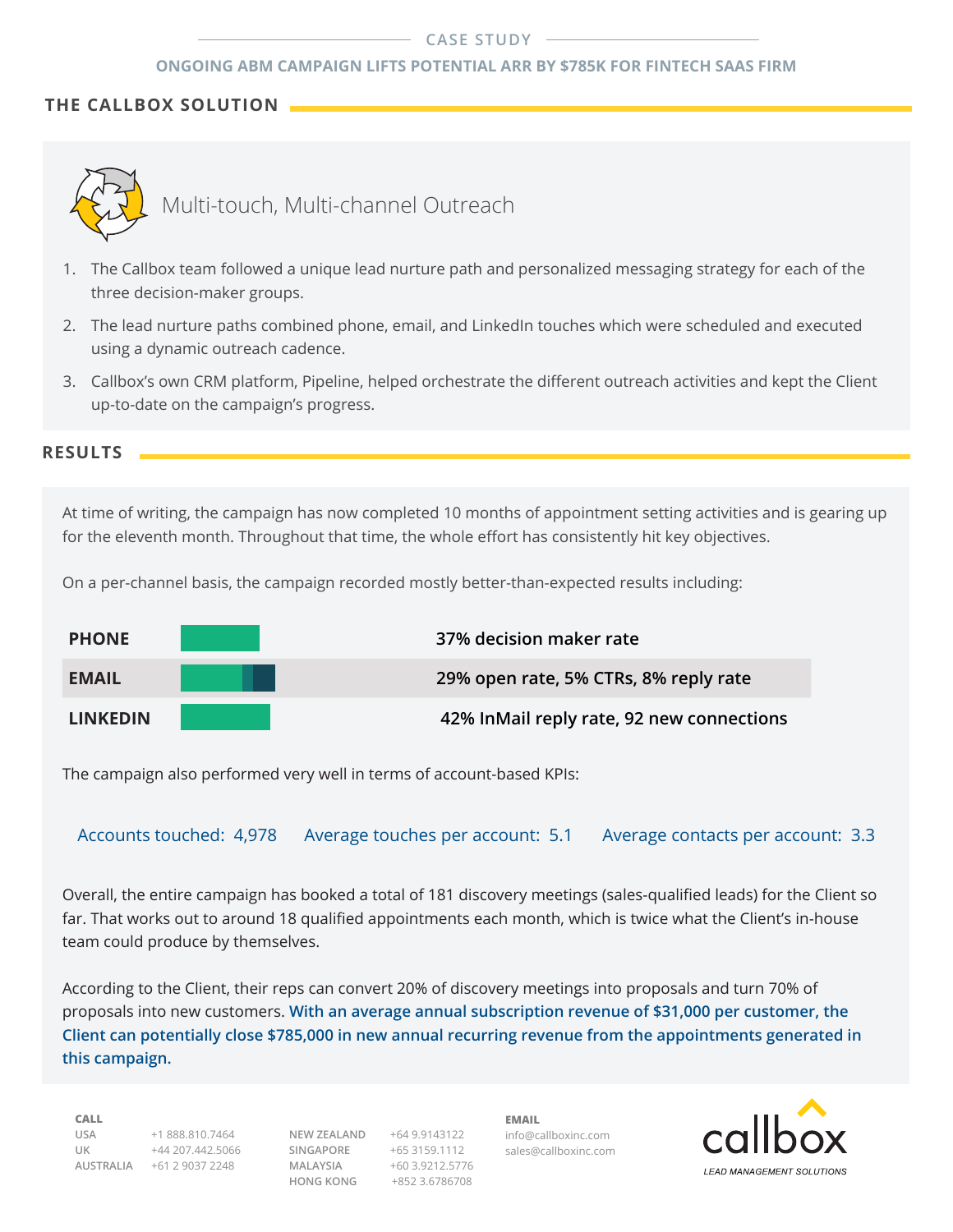CASE STUDY

ONGOING ABM CAMPAIGN LIFTS POTENTIAL ARR BY $785K FOR FINTECH SAAS FIRM

## THE CALLBOX SOLUTION

### Multi-touch, Multi-channel Outreach

1. The Callbox team followed a unique lead nurture path and personalized messaging strategy for each of the three decision-maker groups.
2. The lead nurture paths combined phone, email, and LinkedIn touches which were scheduled and executed using a dynamic outreach cadence.
3. Callbox's own CRM platform, Pipeline, helped orchestrate the different outreach activities and kept the Client up-to-date on the campaign's progress.

## RESULTS

At time of writing, the campaign has now completed 10 months of appointment setting activities and is gearing up for the eleventh month. Throughout that time, the whole effort has consistently hit key objectives.

On a per-channel basis, the campaign recorded mostly better-than-expected results including:

**PHONE** — **37% decision maker rate**

**EMAIL** — **29% open rate, 5% CTRs, 8% reply rate**

**LINKEDIN** — **42% InMail reply rate, 92 new connections**

The campaign also performed very well in terms of account-based KPIs:

Accounts touched: 4,978 | Average touches per account: 5.1 | Average contacts per account: 3.3

Overall, the entire campaign has booked a total of 181 discovery meetings (sales-qualified leads) for the Client so far. That works out to around 18 qualified appointments each month, which is twice what the Client's in-house team could produce by themselves.

According to the Client, their reps can convert 20% of discovery meetings into proposals and turn 70% of proposals into new customers. **With an average annual subscription revenue of $31,000 per customer, the Client can potentially close $785,000 in new annual recurring revenue from the appointments generated in this campaign.**

**CALL**

| | | | |
|---|---|---|---|
| USA | +1 888.810.7464 | NEW ZEALAND | +64 9.9143122 |
| UK | +44 207.442.5066 | SINGAPORE | +65 3159.1112 |
| AUSTRALIA | +61 2 9037 2248 | MALAYSIA | +60 3.9212.5776 |
| | | HONG KONG | +852 3.6786708 |

**EMAIL**

info@callboxinc.com
sales@callboxinc.com

callbox
LEAD MANAGEMENT SOLUTIONS